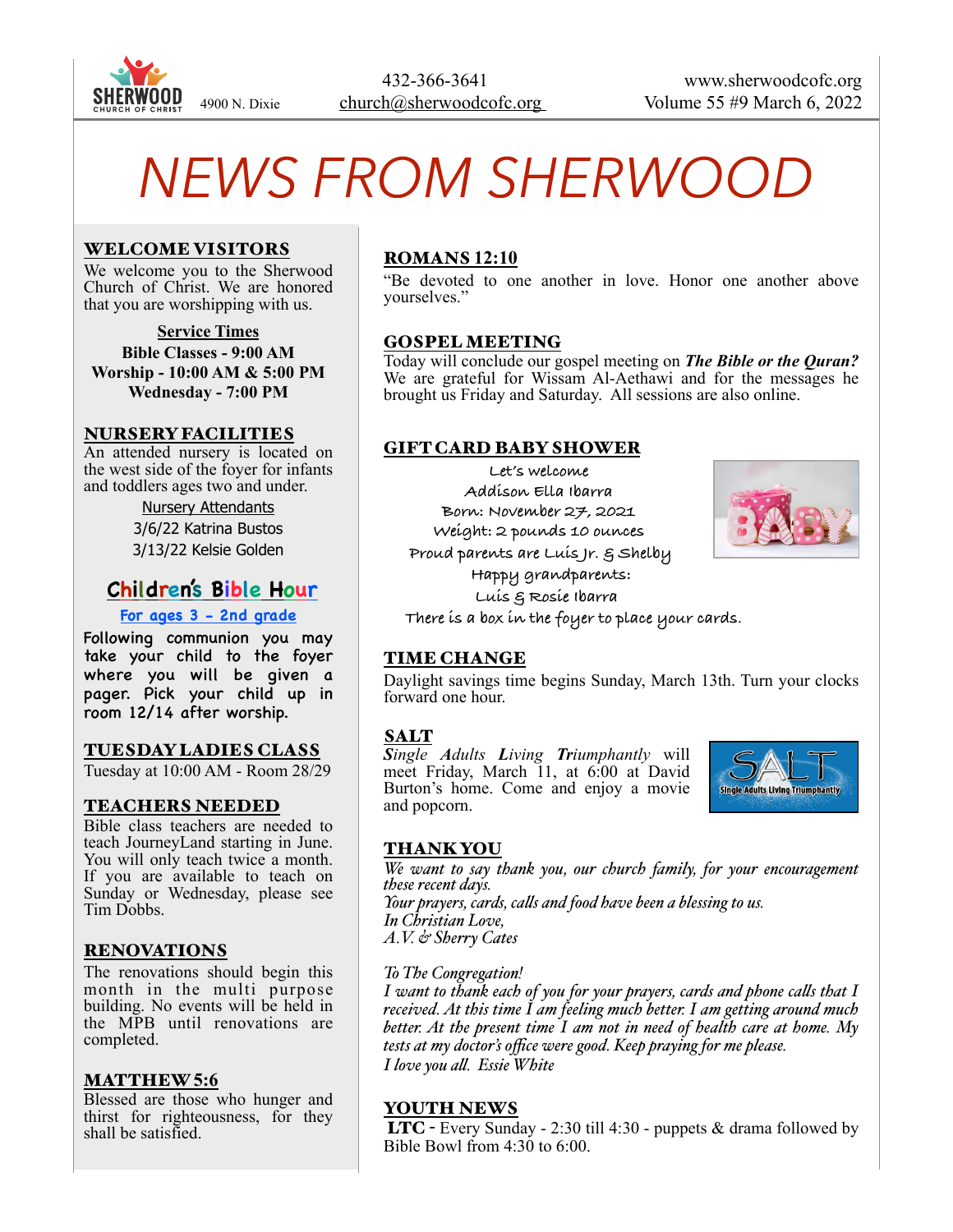SHERWOOD CHURCH OF CHRIST 4900 N. Dixie

432-366-3641
church@sherwoodcofc.org

www.sherwoodcofc.org
Volume 55 #9 March 6, 2022

# NEWS FROM SHERWOOD

## WELCOME VISITORS

We welcome you to the Sherwood Church of Christ. We are honored that you are worshipping with us.

**Service Times**

**Bible Classes - 9:00 AM**
**Worship - 10:00 AM & 5:00 PM**
**Wednesday - 7:00 PM**

## NURSERY FACILITIES

An attended nursery is located on the west side of the foyer for infants and toddlers ages two and under.

Nursery Attendants
3/6/22 Katrina Bustos
3/13/22 Kelsie Golden

## Children's Bible Hour

**For ages 3 - 2nd grade**

Following communion you may take your child to the foyer where you will be given a pager. Pick your child up in room 12/14 after worship.

## TUESDAY LADIES CLASS

Tuesday at 10:00 AM - Room 28/29

## TEACHERS NEEDED

Bible class teachers are needed to teach JourneyLand starting in June. You will only teach twice a month. If you are available to teach on Sunday or Wednesday, please see Tim Dobbs.

## RENOVATIONS

The renovations should begin this month in the multi purpose building. No events will be held in the MPB until renovations are completed.

## MATTHEW 5:6

Blessed are those who hunger and thirst for righteousness, for they shall be satisfied.

## ROMANS 12:10

"Be devoted to one another in love. Honor one another above yourselves."

## GOSPEL MEETING

Today will conclude our gospel meeting on ***The Bible or the Quran?*** We are grateful for Wissam Al-Aethawi and for the messages he brought us Friday and Saturday. All sessions are also online.

## GIFT CARD BABY SHOWER

Let's welcome
Addison Ella Ibarra
Born: November 27, 2021
Weight: 2 pounds 10 ounces
Proud parents are Luis Jr. & Shelby
Happy grandparents:
Luis & Rosie Ibarra
There is a box in the foyer to place your cards.

## TIME CHANGE

Daylight savings time begins Sunday, March 13th. Turn your clocks forward one hour.

## SALT

***S**ingle **A**dults **L**iving **T**riumphantly* will meet Friday, March 11, at 6:00 at David Burton's home. Come and enjoy a movie and popcorn.

## THANK YOU

*We want to say thank you, our church family, for your encouragement these recent days.*
*Your prayers, cards, calls and food have been a blessing to us.*
*In Christian Love,*
*A.V. & Sherry Cates*

*To The Congregation!*
*I want to thank each of you for your prayers, cards and phone calls that I received. At this time I am feeling much better. I am getting around much better. At the present time I am not in need of health care at home. My tests at my doctor's office were good. Keep praying for me please.*
*I love you all. Essie White*

## YOUTH NEWS

**LTC** - Every Sunday - 2:30 till 4:30 - puppets & drama followed by Bible Bowl from 4:30 to 6:00.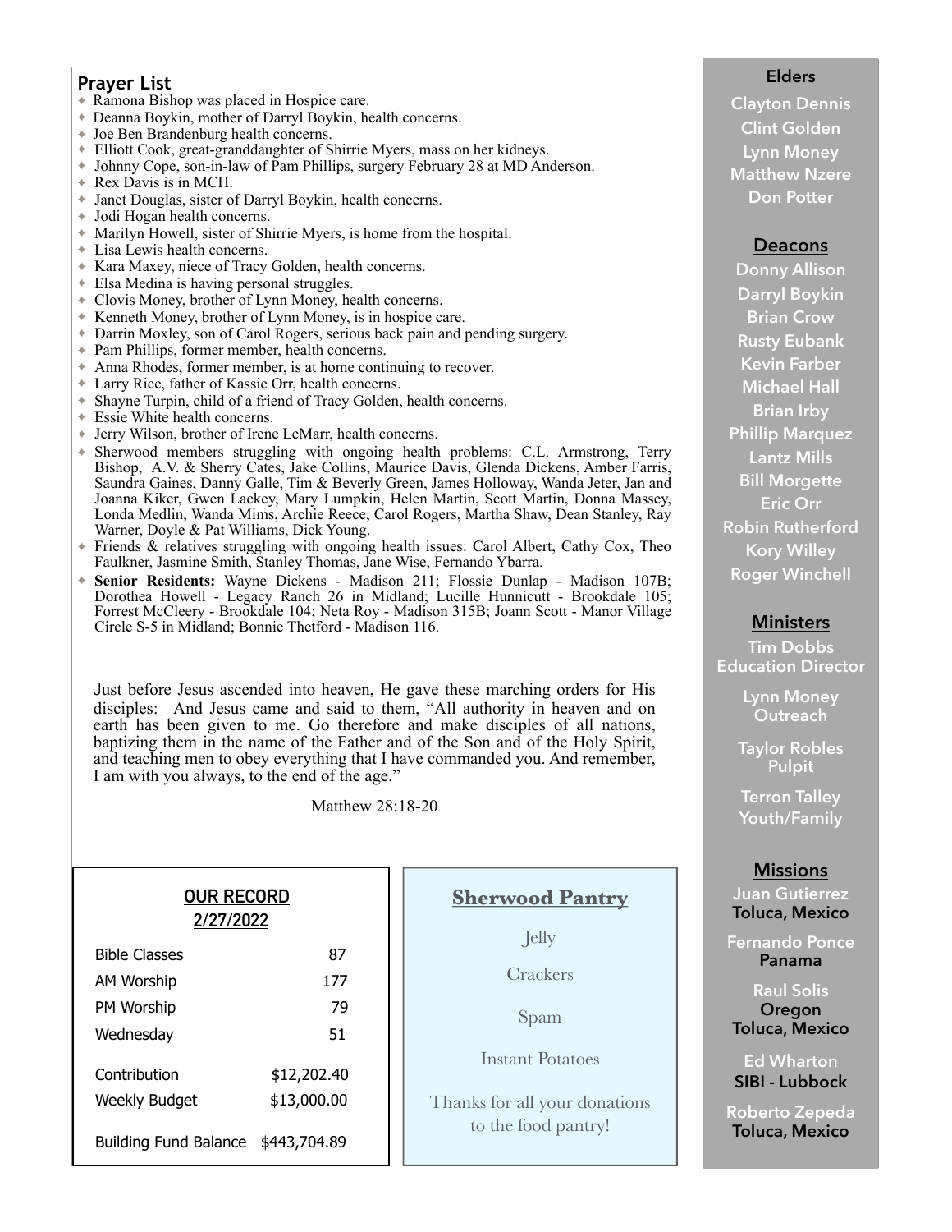## Prayer List

- Ramona Bishop was placed in Hospice care.
- Deanna Boykin, mother of Darryl Boykin, health concerns.
- Joe Ben Brandenburg health concerns.
- Elliott Cook, great-granddaughter of Shirrie Myers, mass on her kidneys.
- Johnny Cope, son-in-law of Pam Phillips, surgery February 28 at MD Anderson.
- Rex Davis is in MCH.
- Janet Douglas, sister of Darryl Boykin, health concerns.
- Jodi Hogan health concerns.
- Marilyn Howell, sister of Shirrie Myers, is home from the hospital.
- Lisa Lewis health concerns.
- Kara Maxey, niece of Tracy Golden, health concerns.
- Elsa Medina is having personal struggles.
- Clovis Money, brother of Lynn Money, health concerns.
- Kenneth Money, brother of Lynn Money, is in hospice care.
- Darrin Moxley, son of Carol Rogers, serious back pain and pending surgery.
- Pam Phillips, former member, health concerns.
- Anna Rhodes, former member, is at home continuing to recover.
- Larry Rice, father of Kassie Orr, health concerns.
- Shayne Turpin, child of a friend of Tracy Golden, health concerns.
- Essie White health concerns.
- Jerry Wilson, brother of Irene LeMarr, health concerns.
- Sherwood members struggling with ongoing health problems: C.L. Armstrong, Terry Bishop, A.V. & Sherry Cates, Jake Collins, Maurice Davis, Glenda Dickens, Amber Farris, Saundra Gaines, Danny Galle, Tim & Beverly Green, James Holloway, Wanda Jeter, Jan and Joanna Kiker, Gwen Lackey, Mary Lumpkin, Helen Martin, Scott Martin, Donna Massey, Londa Medlin, Wanda Mims, Archie Reece, Carol Rogers, Martha Shaw, Dean Stanley, Ray Warner, Doyle & Pat Williams, Dick Young.
- Friends & relatives struggling with ongoing health issues: Carol Albert, Cathy Cox, Theo Faulkner, Jasmine Smith, Stanley Thomas, Jane Wise, Fernando Ybarra.
- **Senior Residents:** Wayne Dickens - Madison 211; Flossie Dunlap - Madison 107B; Dorothea Howell - Legacy Ranch 26 in Midland; Lucille Hunnicutt - Brookdale 105; Forrest McCleery - Brookdale 104; Neta Roy - Madison 315B; Joann Scott - Manor Village Circle S-5 in Midland; Bonnie Thetford - Madison 116.

Just before Jesus ascended into heaven, He gave these marching orders for His disciples: And Jesus came and said to them, "All authority in heaven and on earth has been given to me. Go therefore and make disciples of all nations, baptizing them in the name of the Father and of the Son and of the Holy Spirit, and teaching men to obey everything that I have commanded you. And remember, I am with you always, to the end of the age."

Matthew 28:18-20

### OUR RECORD 2/27/2022

| | |
|---|---|
| Bible Classes | 87 |
| AM Worship | 177 |
| PM Worship | 79 |
| Wednesday | 51 |
| Contribution | $12,202.40 |
| Weekly Budget | $13,000.00 |
| Building Fund Balance | $443,704.89 |

### Sherwood Pantry

Jelly

Crackers

Spam

Instant Potatoes

Thanks for all your donations to the food pantry!

### Elders

Clayton Dennis
Clint Golden
Lynn Money
Matthew Nzere
Don Potter

### Deacons

Donny Allison
Darryl Boykin
Brian Crow
Rusty Eubank
Kevin Farber
Michael Hall
Brian Irby
Phillip Marquez
Lantz Mills
Bill Morgette
Eric Orr
Robin Rutherford
Kory Willey
Roger Winchell

### Ministers

Tim Dobbs
Education Director

Lynn Money
Outreach

Taylor Robles
Pulpit

Terron Talley
Youth/Family

### Missions

Juan Gutierrez
Toluca, Mexico

Fernando Ponce
Panama

Raul Solis
Oregon
Toluca, Mexico

Ed Wharton
SIBI - Lubbock

Roberto Zepeda
Toluca, Mexico